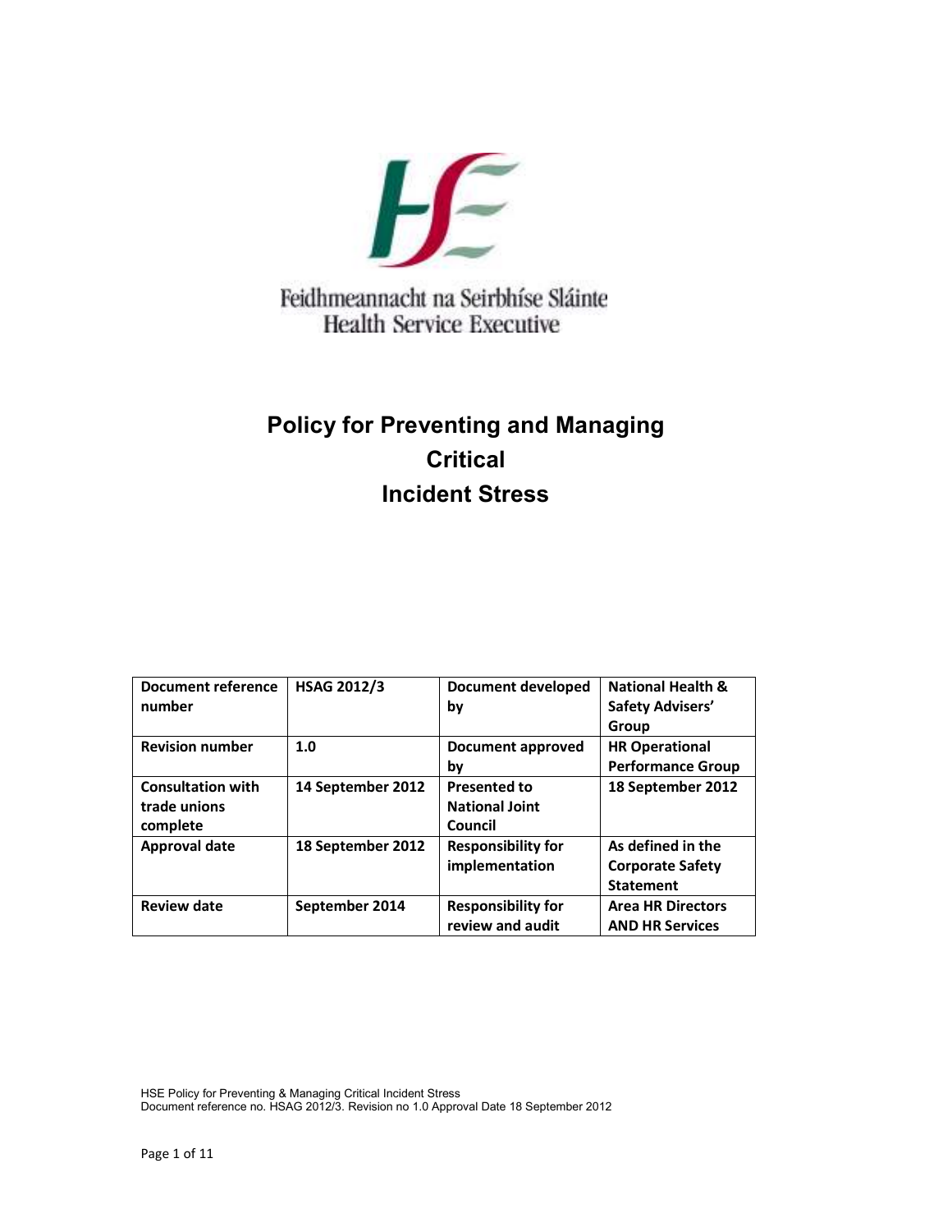Feidhmeannacht na Seirbhíse Sláinte
Health Service Executive

# Policy for Preventing and Managing Critical Incident Stress

| Document reference number | HSAG 2012/3 | Document developed by | National Health & Safety Advisers' Group |
|---|---|---|---|
| Revision number | 1.0 | Document approved by | HR Operational Performance Group |
| Consultation with trade unions complete | 14 September 2012 | Presented to National Joint Council | 18 September 2012 |
| Approval date | 18 September 2012 | Responsibility for implementation | As defined in the Corporate Safety Statement |
| Review date | September 2014 | Responsibility for review and audit | Area HR Directors AND HR Services |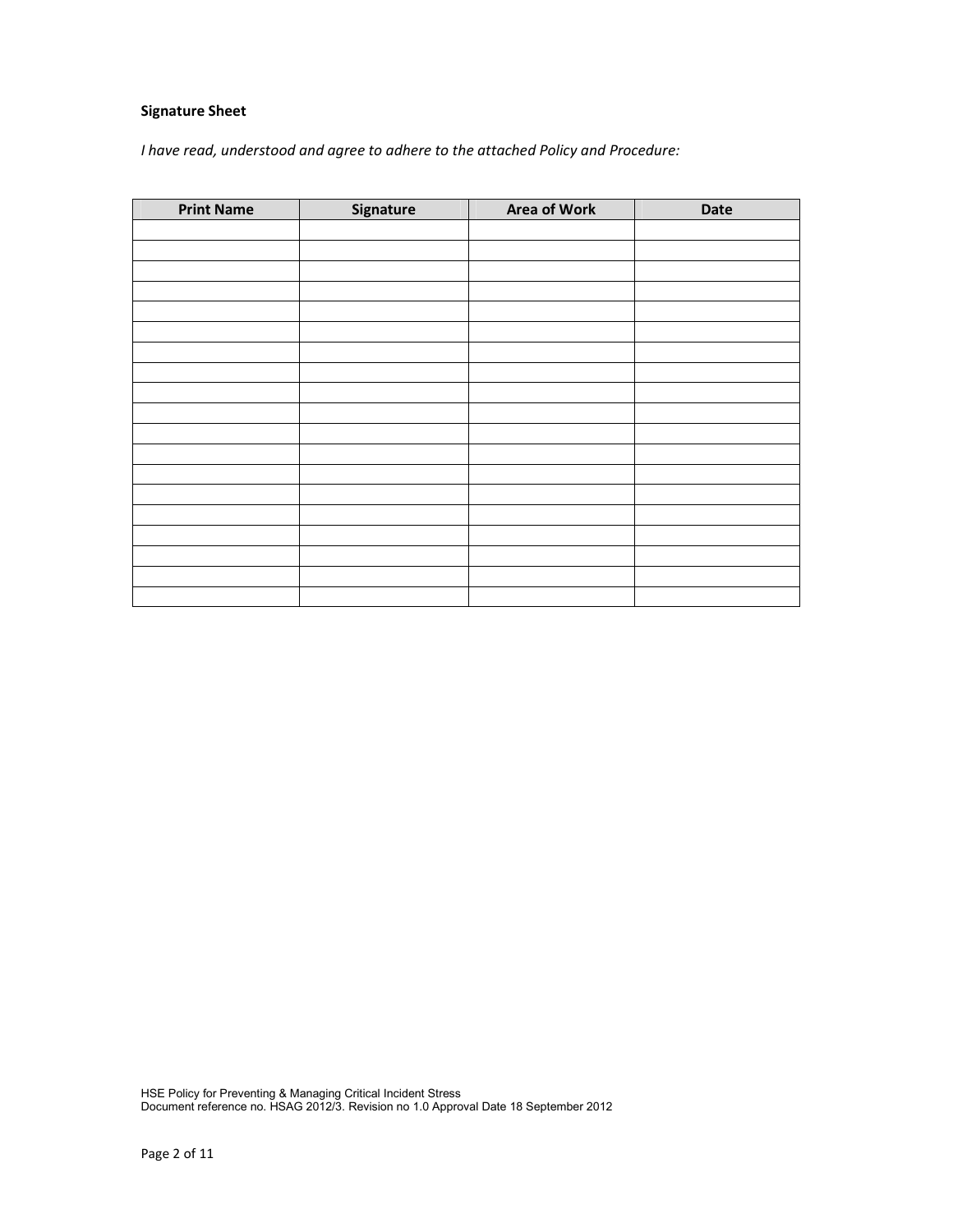**Signature Sheet**

*I have read, understood and agree to adhere to the attached Policy and Procedure:*

| Print Name | Signature | Area of Work | Date |
|---|---|---|---|
| | | | |
| | | | |
| | | | |
| | | | |
| | | | |
| | | | |
| | | | |
| | | | |
| | | | |
| | | | |
| | | | |
| | | | |
| | | | |
| | | | |
| | | | |
| | | | |
| | | | |
| | | | |
| | | | |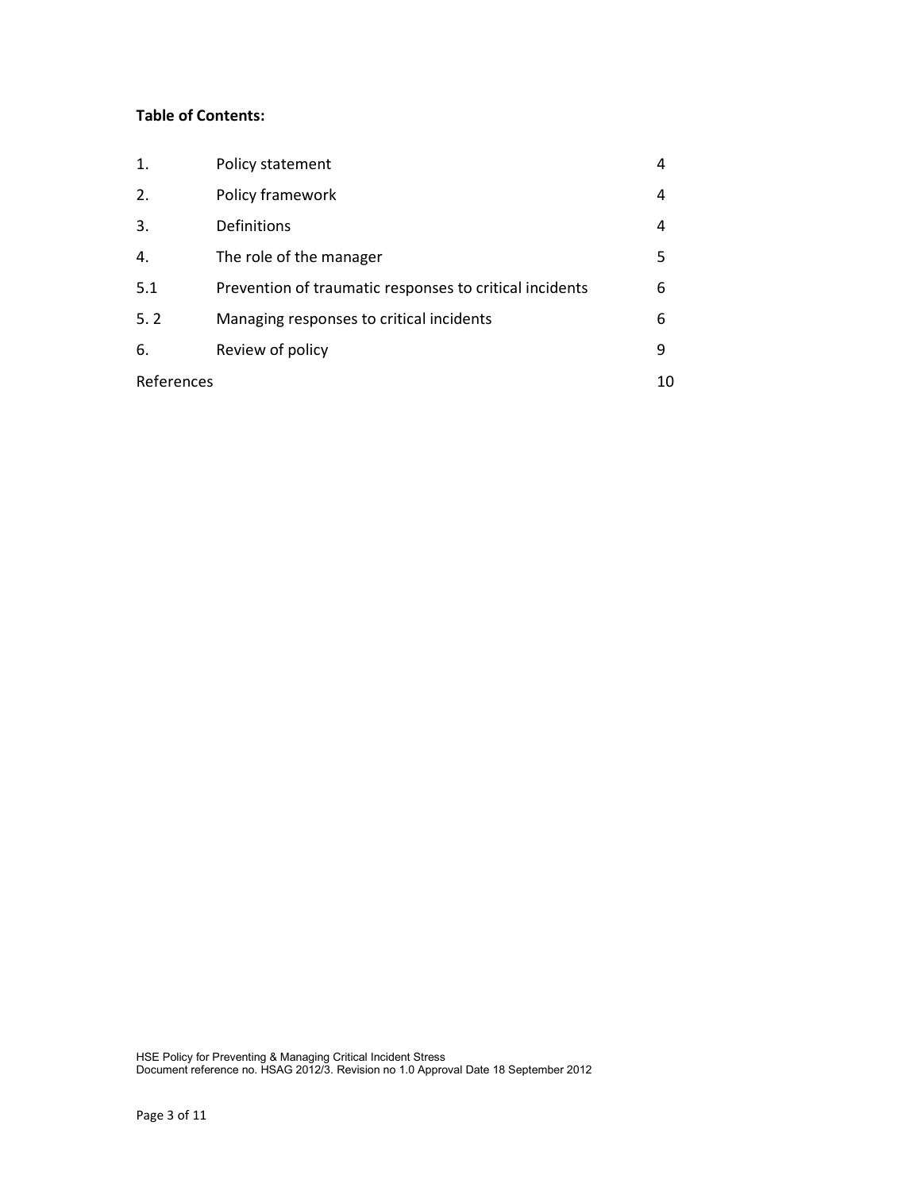**Table of Contents:**

| | | |
|---|---|---|
| 1. | Policy statement | 4 |
| 2. | Policy framework | 4 |
| 3. | Definitions | 4 |
| 4. | The role of the manager | 5 |
| 5.1 | Prevention of traumatic responses to critical incidents | 6 |
| 5. 2 | Managing responses to critical incidents | 6 |
| 6. | Review of policy | 9 |
| References | | 10 |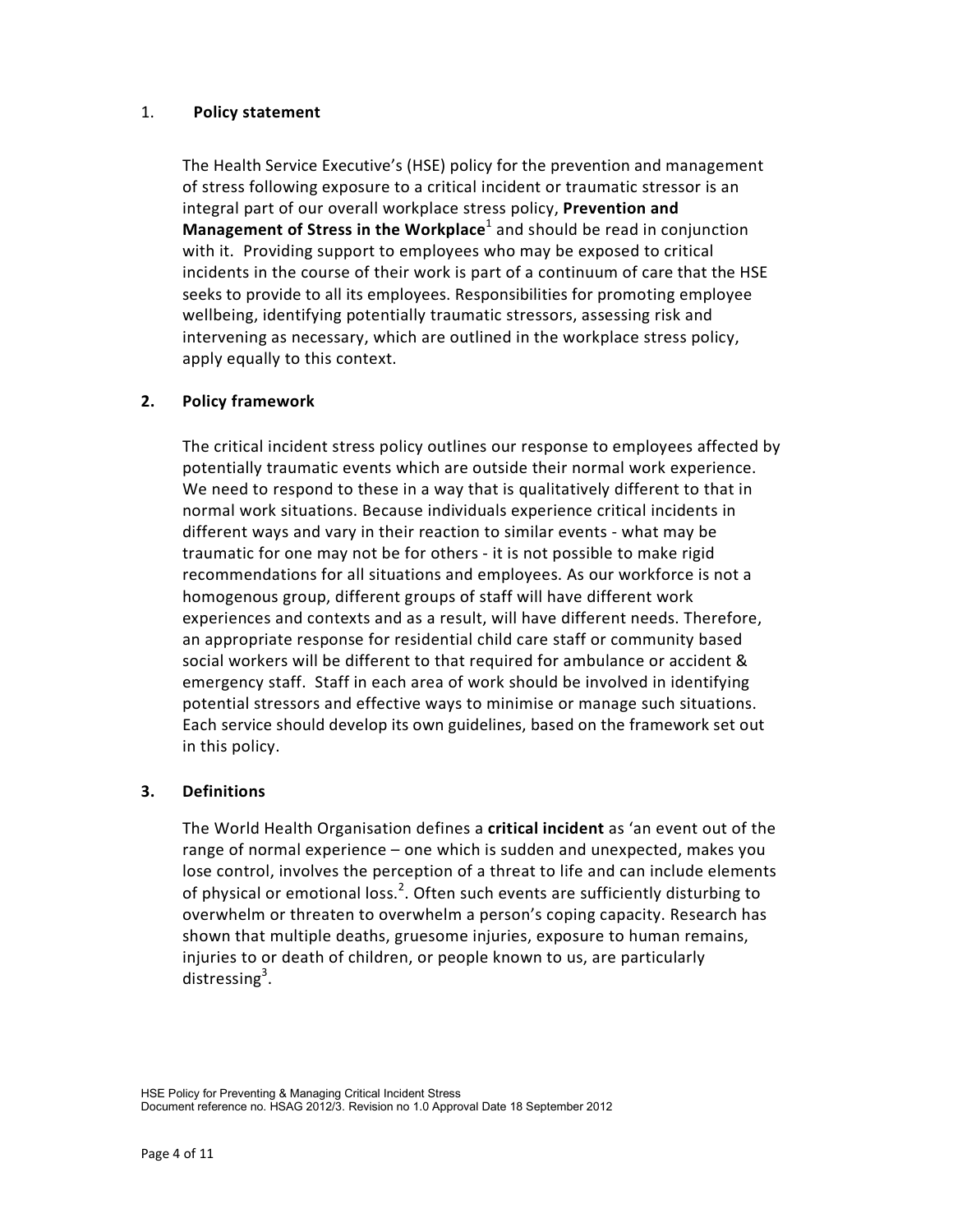## 1. Policy statement

The Health Service Executive's (HSE) policy for the prevention and management of stress following exposure to a critical incident or traumatic stressor is an integral part of our overall workplace stress policy, **Prevention and Management of Stress in the Workplace**[1] and should be read in conjunction with it. Providing support to employees who may be exposed to critical incidents in the course of their work is part of a continuum of care that the HSE seeks to provide to all its employees. Responsibilities for promoting employee wellbeing, identifying potentially traumatic stressors, assessing risk and intervening as necessary, which are outlined in the workplace stress policy, apply equally to this context.

## 2. Policy framework

The critical incident stress policy outlines our response to employees affected by potentially traumatic events which are outside their normal work experience. We need to respond to these in a way that is qualitatively different to that in normal work situations. Because individuals experience critical incidents in different ways and vary in their reaction to similar events - what may be traumatic for one may not be for others - it is not possible to make rigid recommendations for all situations and employees. As our workforce is not a homogenous group, different groups of staff will have different work experiences and contexts and as a result, will have different needs. Therefore, an appropriate response for residential child care staff or community based social workers will be different to that required for ambulance or accident & emergency staff. Staff in each area of work should be involved in identifying potential stressors and effective ways to minimise or manage such situations. Each service should develop its own guidelines, based on the framework set out in this policy.

## 3. Definitions

The World Health Organisation defines a **critical incident** as 'an event out of the range of normal experience – one which is sudden and unexpected, makes you lose control, involves the perception of a threat to life and can include elements of physical or emotional loss.[2]. Often such events are sufficiently disturbing to overwhelm or threaten to overwhelm a person's coping capacity. Research has shown that multiple deaths, gruesome injuries, exposure to human remains, injuries to or death of children, or people known to us, are particularly distressing[3].

HSE Policy for Preventing & Managing Critical Incident Stress
Document reference no. HSAG 2012/3. Revision no 1.0 Approval Date 18 September 2012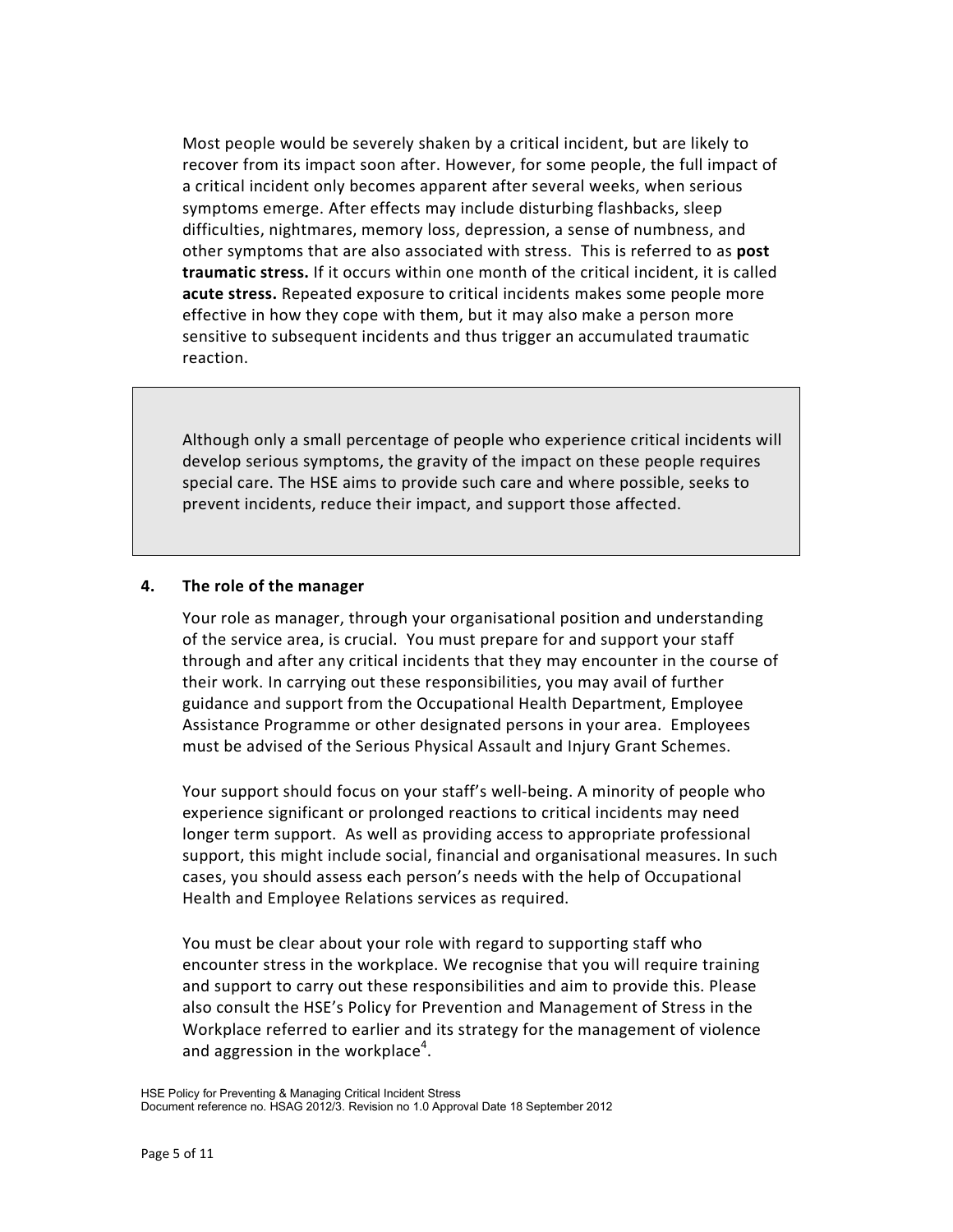Most people would be severely shaken by a critical incident, but are likely to recover from its impact soon after. However, for some people, the full impact of a critical incident only becomes apparent after several weeks, when serious symptoms emerge. After effects may include disturbing flashbacks, sleep difficulties, nightmares, memory loss, depression, a sense of numbness, and other symptoms that are also associated with stress. This is referred to as **post traumatic stress.** If it occurs within one month of the critical incident, it is called **acute stress.** Repeated exposure to critical incidents makes some people more effective in how they cope with them, but it may also make a person more sensitive to subsequent incidents and thus trigger an accumulated traumatic reaction.

> Although only a small percentage of people who experience critical incidents will develop serious symptoms, the gravity of the impact on these people requires special care. The HSE aims to provide such care and where possible, seeks to prevent incidents, reduce their impact, and support those affected.

## 4. The role of the manager

Your role as manager, through your organisational position and understanding of the service area, is crucial. You must prepare for and support your staff through and after any critical incidents that they may encounter in the course of their work. In carrying out these responsibilities, you may avail of further guidance and support from the Occupational Health Department, Employee Assistance Programme or other designated persons in your area. Employees must be advised of the Serious Physical Assault and Injury Grant Schemes.

Your support should focus on your staff's well-being. A minority of people who experience significant or prolonged reactions to critical incidents may need longer term support. As well as providing access to appropriate professional support, this might include social, financial and organisational measures. In such cases, you should assess each person's needs with the help of Occupational Health and Employee Relations services as required.

You must be clear about your role with regard to supporting staff who encounter stress in the workplace. We recognise that you will require training and support to carry out these responsibilities and aim to provide this. Please also consult the HSE's Policy for Prevention and Management of Stress in the Workplace referred to earlier and its strategy for the management of violence and aggression in the workplace[4].

HSE Policy for Preventing & Managing Critical Incident Stress
Document reference no. HSAG 2012/3. Revision no 1.0 Approval Date 18 September 2012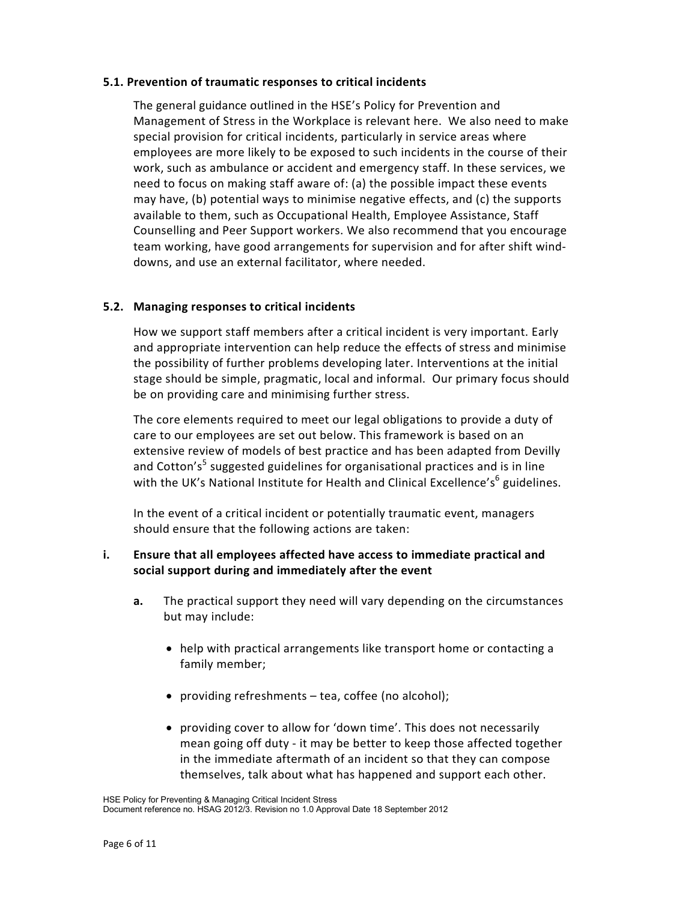### 5.1. Prevention of traumatic responses to critical incidents

The general guidance outlined in the HSE's Policy for Prevention and Management of Stress in the Workplace is relevant here. We also need to make special provision for critical incidents, particularly in service areas where employees are more likely to be exposed to such incidents in the course of their work, such as ambulance or accident and emergency staff. In these services, we need to focus on making staff aware of: (a) the possible impact these events may have, (b) potential ways to minimise negative effects, and (c) the supports available to them, such as Occupational Health, Employee Assistance, Staff Counselling and Peer Support workers. We also recommend that you encourage team working, have good arrangements for supervision and for after shift wind-downs, and use an external facilitator, where needed.

### 5.2. Managing responses to critical incidents

How we support staff members after a critical incident is very important. Early and appropriate intervention can help reduce the effects of stress and minimise the possibility of further problems developing later. Interventions at the initial stage should be simple, pragmatic, local and informal. Our primary focus should be on providing care and minimising further stress.

The core elements required to meet our legal obligations to provide a duty of care to our employees are set out below. This framework is based on an extensive review of models of best practice and has been adapted from Devilly and Cotton's[5] suggested guidelines for organisational practices and is in line with the UK's National Institute for Health and Clinical Excellence's[6] guidelines.

In the event of a critical incident or potentially traumatic event, managers should ensure that the following actions are taken:

**i. Ensure that all employees affected have access to immediate practical and social support during and immediately after the event**

**a.** The practical support they need will vary depending on the circumstances but may include:

- help with practical arrangements like transport home or contacting a family member;
- providing refreshments – tea, coffee (no alcohol);
- providing cover to allow for 'down time'. This does not necessarily mean going off duty - it may be better to keep those affected together in the immediate aftermath of an incident so that they can compose themselves, talk about what has happened and support each other.

HSE Policy for Preventing & Managing Critical Incident Stress
Document reference no. HSAG 2012/3. Revision no 1.0 Approval Date 18 September 2012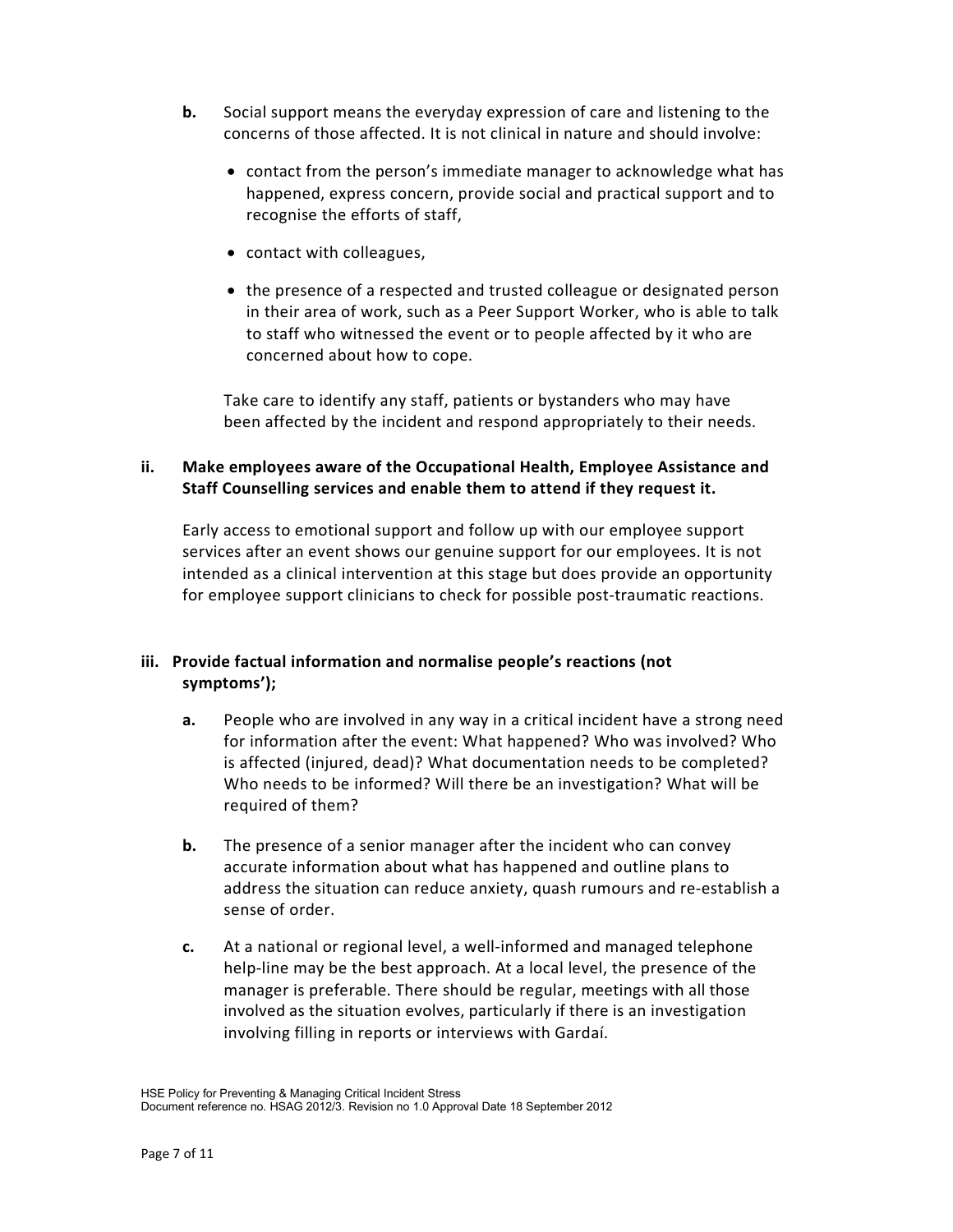**b.** Social support means the everyday expression of care and listening to the concerns of those affected. It is not clinical in nature and should involve:

- contact from the person's immediate manager to acknowledge what has happened, express concern, provide social and practical support and to recognise the efforts of staff,
- contact with colleagues,
- the presence of a respected and trusted colleague or designated person in their area of work, such as a Peer Support Worker, who is able to talk to staff who witnessed the event or to people affected by it who are concerned about how to cope.

Take care to identify any staff, patients or bystanders who may have been affected by the incident and respond appropriately to their needs.

**ii. Make employees aware of the Occupational Health, Employee Assistance and Staff Counselling services and enable them to attend if they request it.**

Early access to emotional support and follow up with our employee support services after an event shows our genuine support for our employees. It is not intended as a clinical intervention at this stage but does provide an opportunity for employee support clinicians to check for possible post-traumatic reactions.

**iii. Provide factual information and normalise people's reactions (not symptoms');**

**a.** People who are involved in any way in a critical incident have a strong need for information after the event: What happened? Who was involved? Who is affected (injured, dead)? What documentation needs to be completed? Who needs to be informed? Will there be an investigation? What will be required of them?

**b.** The presence of a senior manager after the incident who can convey accurate information about what has happened and outline plans to address the situation can reduce anxiety, quash rumours and re-establish a sense of order.

**c.** At a national or regional level, a well-informed and managed telephone help-line may be the best approach. At a local level, the presence of the manager is preferable. There should be regular, meetings with all those involved as the situation evolves, particularly if there is an investigation involving filling in reports or interviews with Gardaí.

HSE Policy for Preventing & Managing Critical Incident Stress
Document reference no. HSAG 2012/3. Revision no 1.0 Approval Date 18 September 2012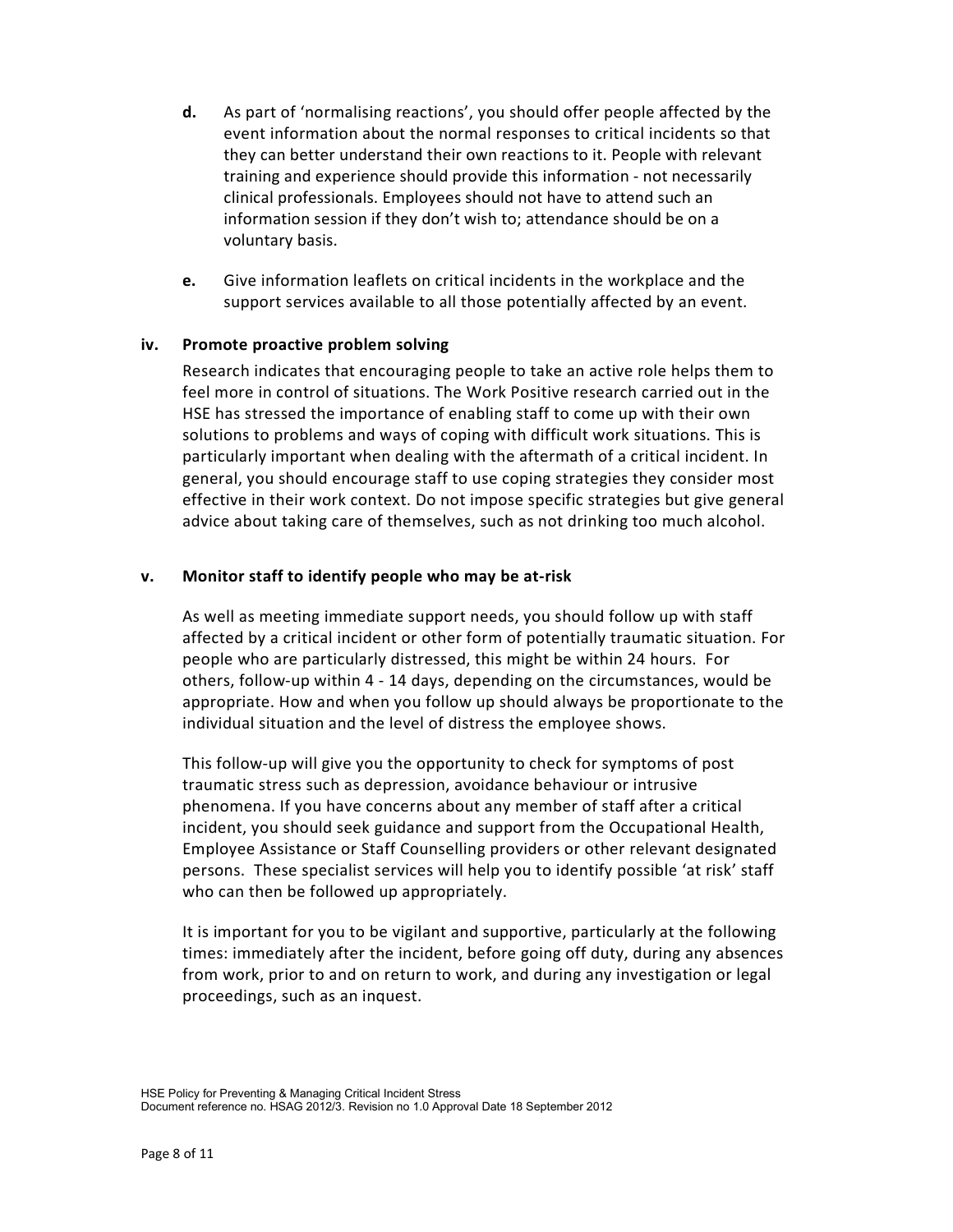**d.** As part of 'normalising reactions', you should offer people affected by the event information about the normal responses to critical incidents so that they can better understand their own reactions to it. People with relevant training and experience should provide this information - not necessarily clinical professionals. Employees should not have to attend such an information session if they don't wish to; attendance should be on a voluntary basis.

**e.** Give information leaflets on critical incidents in the workplace and the support services available to all those potentially affected by an event.

**iv. Promote proactive problem solving**

Research indicates that encouraging people to take an active role helps them to feel more in control of situations. The Work Positive research carried out in the HSE has stressed the importance of enabling staff to come up with their own solutions to problems and ways of coping with difficult work situations. This is particularly important when dealing with the aftermath of a critical incident. In general, you should encourage staff to use coping strategies they consider most effective in their work context. Do not impose specific strategies but give general advice about taking care of themselves, such as not drinking too much alcohol.

**v. Monitor staff to identify people who may be at-risk**

As well as meeting immediate support needs, you should follow up with staff affected by a critical incident or other form of potentially traumatic situation. For people who are particularly distressed, this might be within 24 hours. For others, follow-up within 4 - 14 days, depending on the circumstances, would be appropriate. How and when you follow up should always be proportionate to the individual situation and the level of distress the employee shows.

This follow-up will give you the opportunity to check for symptoms of post traumatic stress such as depression, avoidance behaviour or intrusive phenomena. If you have concerns about any member of staff after a critical incident, you should seek guidance and support from the Occupational Health, Employee Assistance or Staff Counselling providers or other relevant designated persons. These specialist services will help you to identify possible 'at risk' staff who can then be followed up appropriately.

It is important for you to be vigilant and supportive, particularly at the following times: immediately after the incident, before going off duty, during any absences from work, prior to and on return to work, and during any investigation or legal proceedings, such as an inquest.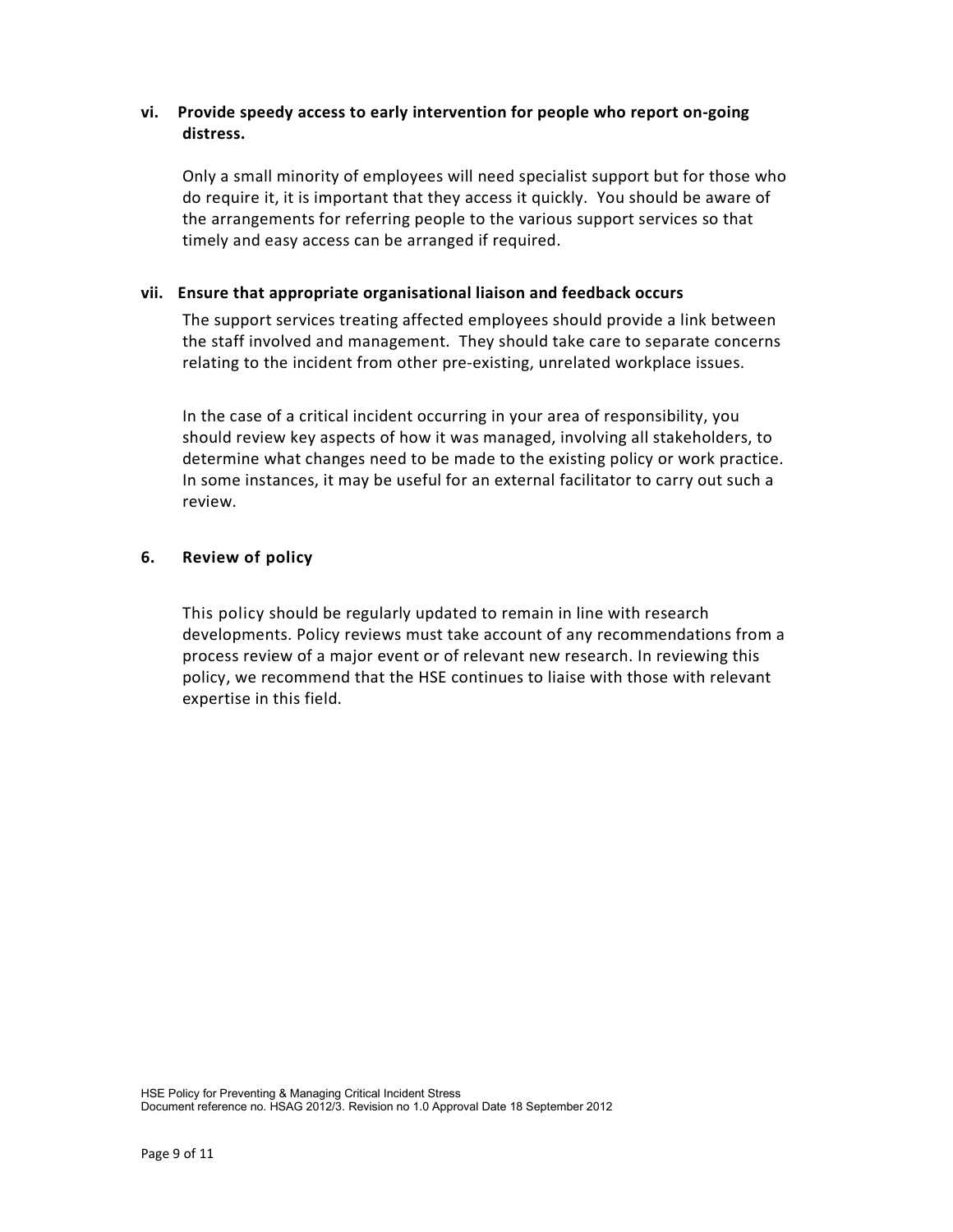**vi. Provide speedy access to early intervention for people who report on-going distress.**

Only a small minority of employees will need specialist support but for those who do require it, it is important that they access it quickly. You should be aware of the arrangements for referring people to the various support services so that timely and easy access can be arranged if required.

**vii. Ensure that appropriate organisational liaison and feedback occurs**

The support services treating affected employees should provide a link between the staff involved and management. They should take care to separate concerns relating to the incident from other pre-existing, unrelated workplace issues.

In the case of a critical incident occurring in your area of responsibility, you should review key aspects of how it was managed, involving all stakeholders, to determine what changes need to be made to the existing policy or work practice. In some instances, it may be useful for an external facilitator to carry out such a review.

## 6. Review of policy

This policy should be regularly updated to remain in line with research developments. Policy reviews must take account of any recommendations from a process review of a major event or of relevant new research. In reviewing this policy, we recommend that the HSE continues to liaise with those with relevant expertise in this field.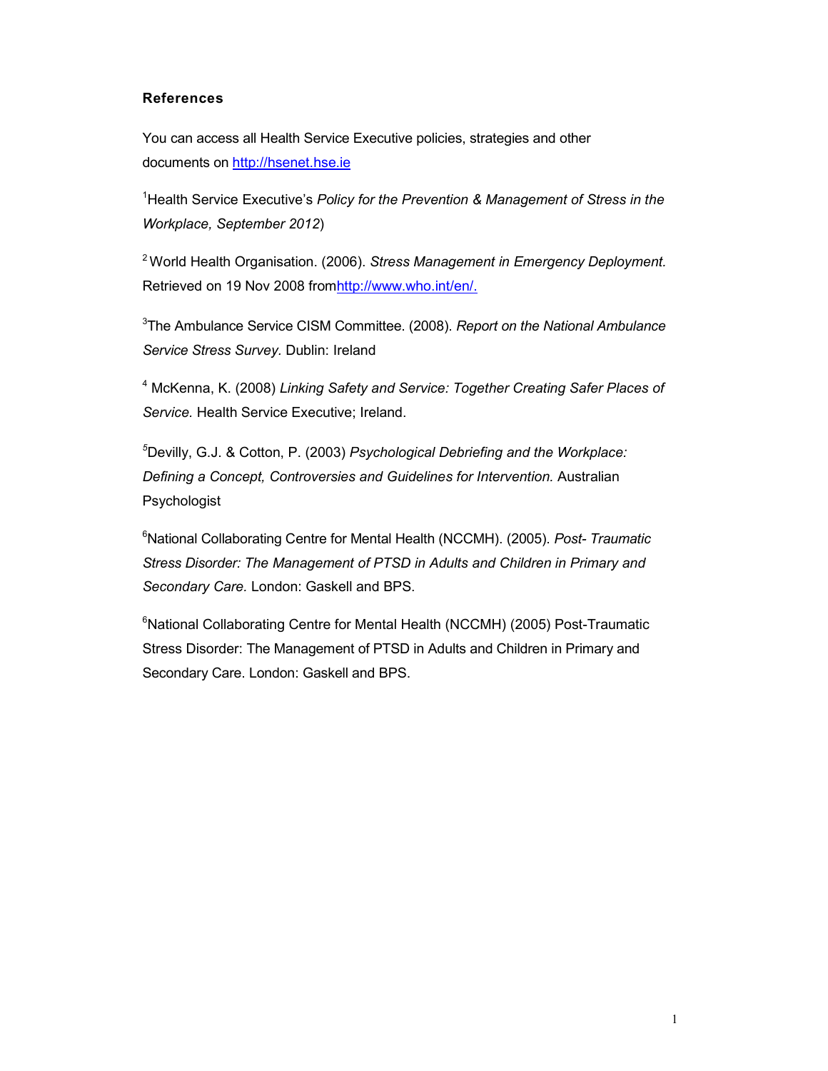**References**

You can access all Health Service Executive policies, strategies and other documents on http://hsenet.hse.ie

[1]Health Service Executive's *Policy for the Prevention & Management of Stress in the Workplace, September 2012*)

[2] World Health Organisation. (2006). *Stress Management in Emergency Deployment*. Retrieved on 19 Nov 2008 fromhttp://www.who.int/en/.

[3]The Ambulance Service CISM Committee. (2008). *Report on the National Ambulance Service Stress Survey.* Dublin: Ireland

[4] McKenna, K. (2008) *Linking Safety and Service: Together Creating Safer Places of Service.* Health Service Executive; Ireland.

[5]Devilly, G.J. & Cotton, P. (2003) *Psychological Debriefing and the Workplace: Defining a Concept, Controversies and Guidelines for Intervention.* Australian Psychologist

[6]National Collaborating Centre for Mental Health (NCCMH). (2005). *Post- Traumatic Stress Disorder: The Management of PTSD in Adults and Children in Primary and Secondary Care.* London: Gaskell and BPS.

[6]National Collaborating Centre for Mental Health (NCCMH) (2005) Post-Traumatic Stress Disorder: The Management of PTSD in Adults and Children in Primary and Secondary Care. London: Gaskell and BPS.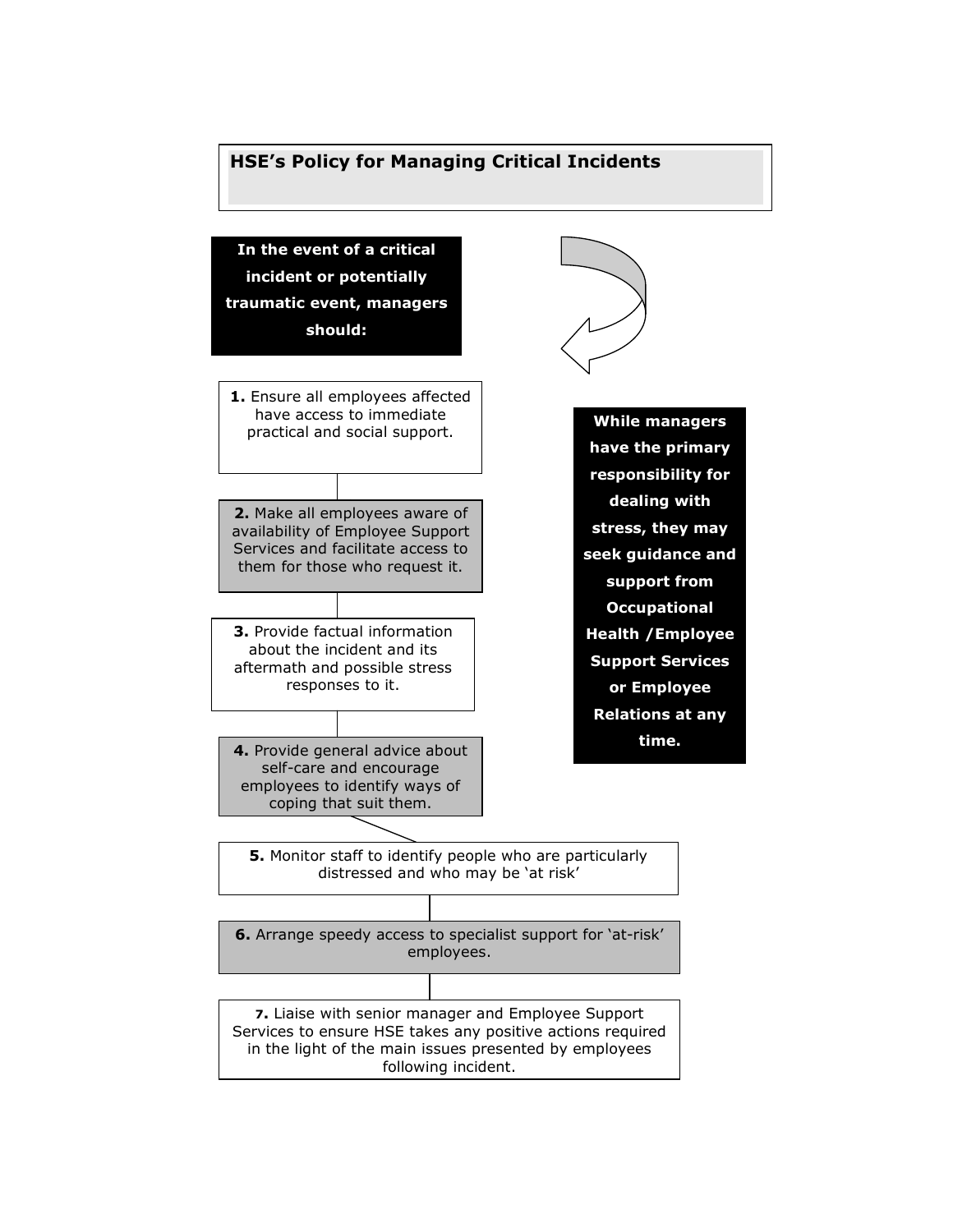# HSE's Policy for Managing Critical Incidents

**In the event of a critical incident or potentially traumatic event, managers should:**

**1.** Ensure all employees affected have access to immediate practical and social support.

**2.** Make all employees aware of availability of Employee Support Services and facilitate access to them for those who request it.

**3.** Provide factual information about the incident and its aftermath and possible stress responses to it.

**4.** Provide general advice about self-care and encourage employees to identify ways of coping that suit them.

**5.** Monitor staff to identify people who are particularly distressed and who may be 'at risk'

**6.** Arrange speedy access to specialist support for 'at-risk' employees.

**7.** Liaise with senior manager and Employee Support Services to ensure HSE takes any positive actions required in the light of the main issues presented by employees following incident.

**While managers have the primary responsibility for dealing with stress, they may seek guidance and support from Occupational Health /Employee Support Services or Employee Relations at any time.**